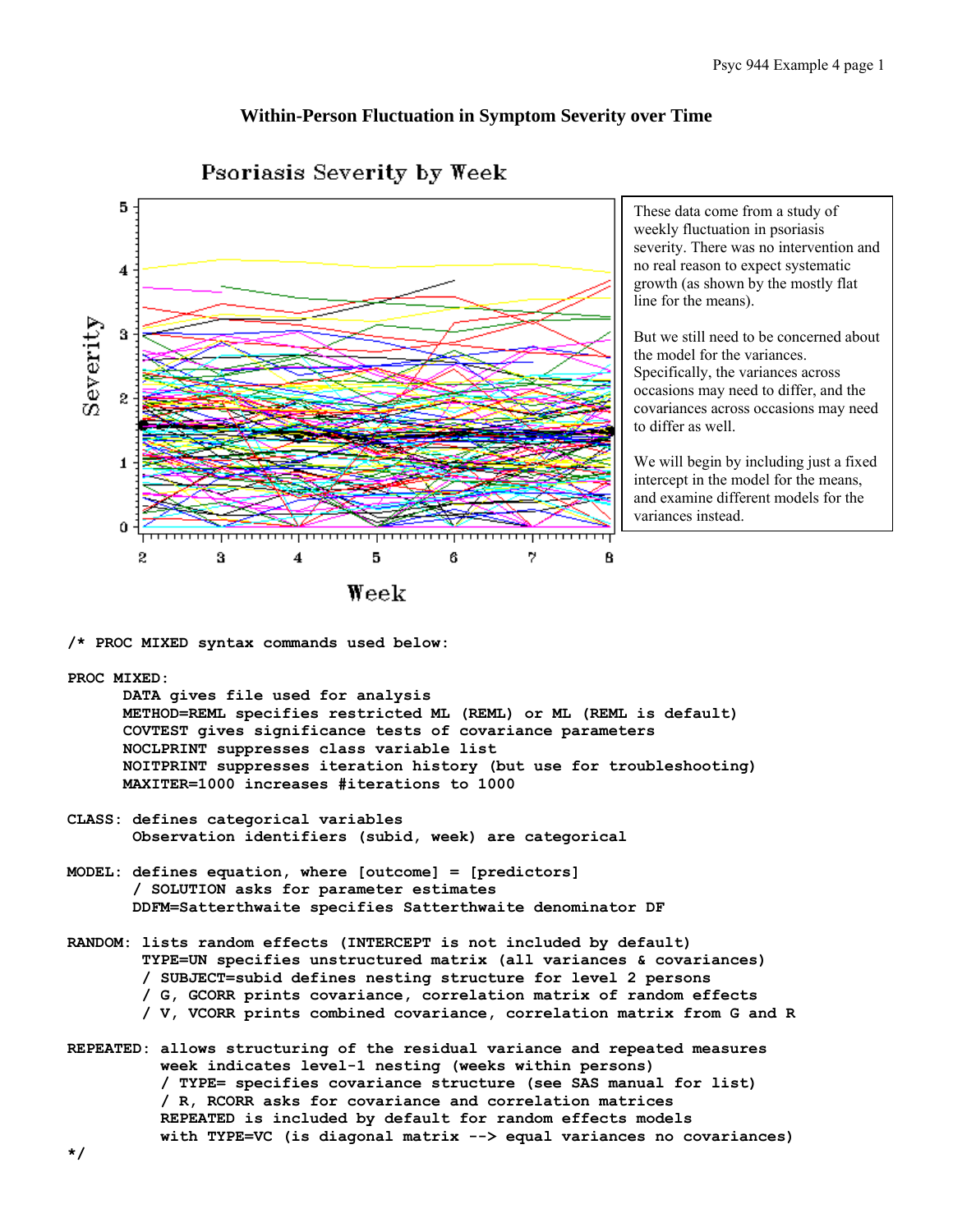## Within-Person Fluctuation in Symptom Severity over Time

These data come from a study of weekly fluctuation in psoriasis severity. There was no intervention and no real reason to expect systematic growth (as shown by the mostly flat line for the means).

But we still need to be concerned about the model for the variances. Specifically, the variances across occasions may need to differ, and the covariances across occasions may need to differ as well.

We will begin by including just a fixed intercept in the model for the means, and examine different models for the variances instead.

```
/* PROC MIXED syntax commands used below:

PROC MIXED:
      DATA gives file used for analysis
      METHOD=REML specifies restricted ML (REML) or ML (REML is default)
      COVTEST gives significance tests of covariance parameters
      NOCLPRINT suppresses class variable list
      NOITPRINT suppresses iteration history (but use for troubleshooting)
      MAXITER=1000 increases #iterations to 1000

CLASS: defines categorical variables
       Observation identifiers (subid, week) are categorical

MODEL: defines equation, where [outcome] = [predictors]
       / SOLUTION asks for parameter estimates
       DDFM=Satterthwaite specifies Satterthwaite denominator DF

RANDOM: lists random effects (INTERCEPT is not included by default)
        TYPE=UN specifies unstructured matrix (all variances & covariances)
        / SUBJECT=subid defines nesting structure for level 2 persons
        / G, GCORR prints covariance, correlation matrix of random effects
        / V, VCORR prints combined covariance, correlation matrix from G and R

REPEATED: allows structuring of the residual variance and repeated measures
          week indicates level-1 nesting (weeks within persons)
          / TYPE= specifies covariance structure (see SAS manual for list)
          / R, RCORR asks for covariance and correlation matrices
          REPEATED is included by default for random effects models
          with TYPE=VC (is diagonal matrix --> equal variances no covariances)
*/
```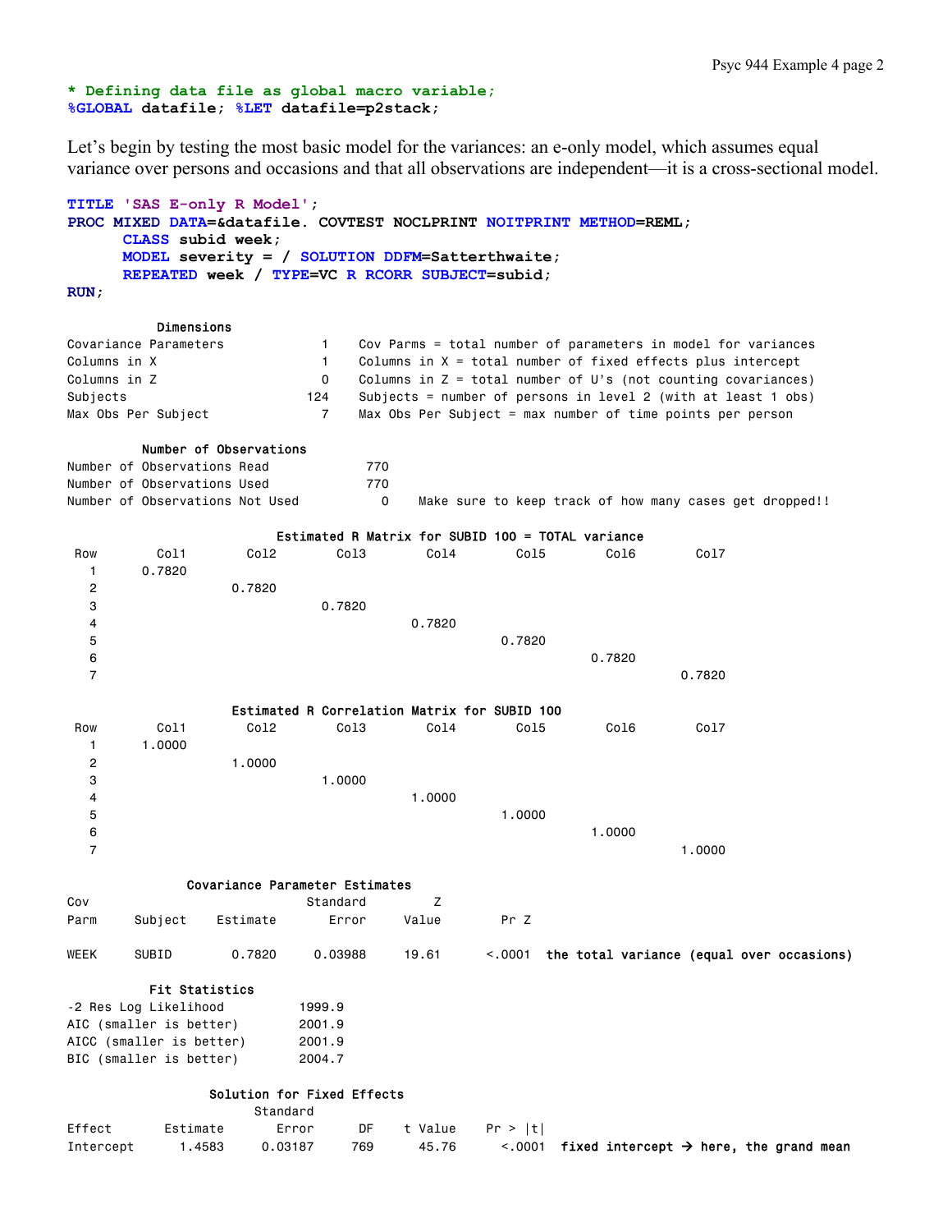```
* Defining data file as global macro variable;
%GLOBAL datafile; %LET datafile=p2stack;
```

Let's begin by testing the most basic model for the variances: an e-only model, which assumes equal variance over persons and occasions and that all observations are independent—it is a cross-sectional model.

```
TITLE 'SAS E-only R Model';
PROC MIXED DATA=&datafile. COVTEST NOCLPRINT NOITPRINT METHOD=REML;
      CLASS subid week;
      MODEL severity = / SOLUTION DDFM=Satterthwaite;
      REPEATED week / TYPE=VC R RCORR SUBJECT=subid;
RUN;
```

```
            Dimensions
Covariance Parameters              1    Cov Parms = total number of parameters in model for variances
Columns in X                       1    Columns in X = total number of fixed effects plus intercept
Columns in Z                       0    Columns in Z = total number of U's (not counting covariances)
Subjects                         124    Subjects = number of persons in level 2 (with at least 1 obs)
Max Obs Per Subject                7    Max Obs Per Subject = max number of time points per person

          Number of Observations
Number of Observations Read            770
Number of Observations Used            770
Number of Observations Not Used          0    Make sure to keep track of how many cases get dropped!!

                      Estimated R Matrix for SUBID 100 = TOTAL variance
 Row        Col1        Col2        Col3        Col4        Col5        Col6        Col7
   1      0.7820
   2                  0.7820
   3                              0.7820
   4                                          0.7820
   5                                                      0.7820
   6                                                                  0.7820
   7                                                                              0.7820

                      Estimated R Correlation Matrix for SUBID 100
 Row        Col1        Col2        Col3        Col4        Col5        Col6        Col7
   1      1.0000
   2                  1.0000
   3                              1.0000
   4                                          1.0000
   5                                                      1.0000
   6                                                                  1.0000
   7                                                                              1.0000

               Covariance Parameter Estimates
Cov                              Standard         Z
Parm      Subject    Estimate       Error     Value        Pr Z

WEEK      SUBID        0.7820     0.03988     19.61      <.0001   the total variance (equal over occasions)

           Fit Statistics
-2 Res Log Likelihood         1999.9
AIC (smaller is better)       2001.9
AICC (smaller is better)      2001.9
BIC (smaller is better)       2004.7

                   Solution for Fixed Effects
                             Standard
Effect       Estimate       Error      DF    t Value    Pr > |t|
Intercept      1.4583     0.03187     769      45.76      <.0001   fixed intercept → here, the grand mean
```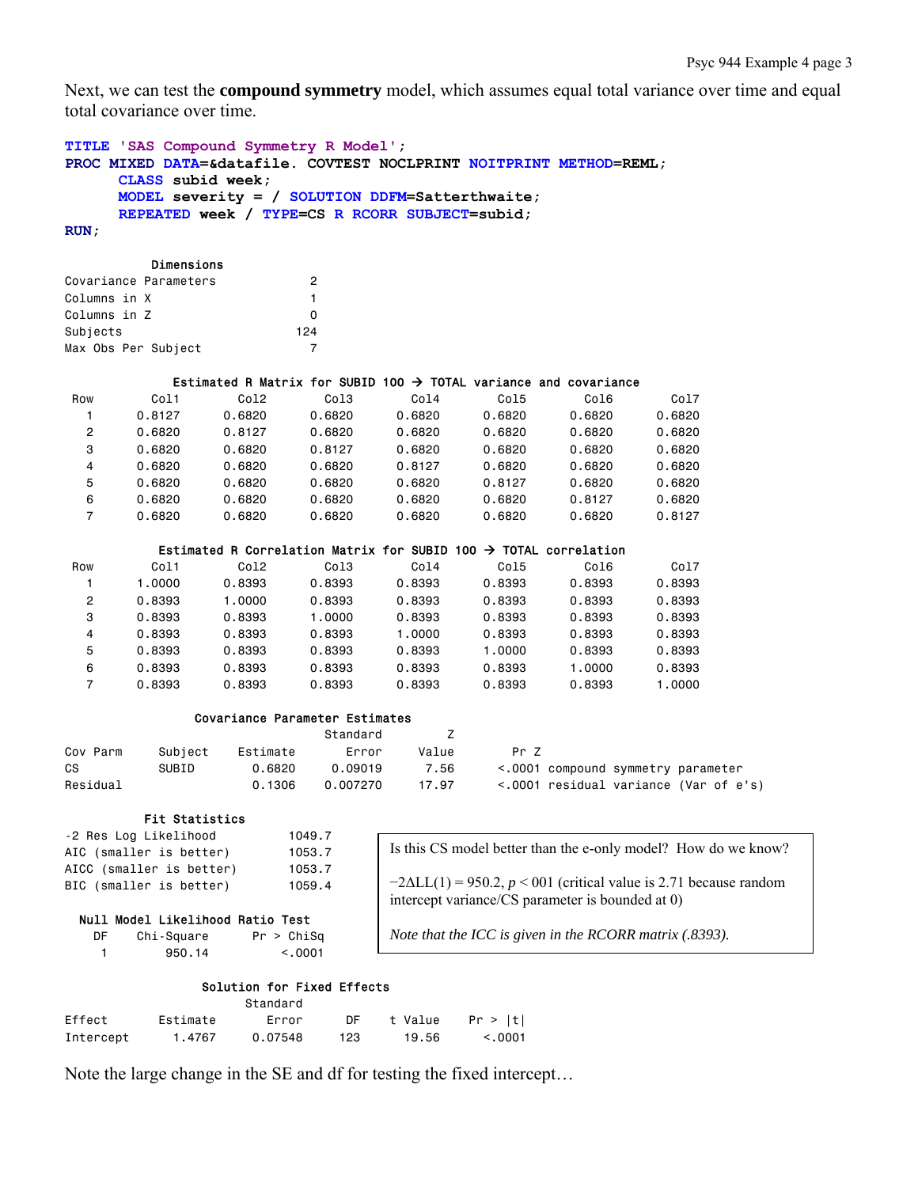Next, we can test the **compound symmetry** model, which assumes equal total variance over time and equal total covariance over time.

```
TITLE 'SAS Compound Symmetry R Model';
PROC MIXED DATA=&datafile. COVTEST NOCLPRINT NOITPRINT METHOD=REML;
      CLASS subid week;
      MODEL severity = / SOLUTION DDFM=Satterthwaite;
      REPEATED week / TYPE=CS R RCORR SUBJECT=subid;
RUN;
```

**Dimensions**

| | |
|---|---|
| Covariance Parameters | 2 |
| Columns in X | 1 |
| Columns in Z | 0 |
| Subjects | 124 |
| Max Obs Per Subject | 7 |

**Estimated R Matrix for SUBID 100 → TOTAL variance and covariance**

| Row | Col1 | Col2 | Col3 | Col4 | Col5 | Col6 | Col7 |
|---|---|---|---|---|---|---|---|
| 1 | 0.8127 | 0.6820 | 0.6820 | 0.6820 | 0.6820 | 0.6820 | 0.6820 |
| 2 | 0.6820 | 0.8127 | 0.6820 | 0.6820 | 0.6820 | 0.6820 | 0.6820 |
| 3 | 0.6820 | 0.6820 | 0.8127 | 0.6820 | 0.6820 | 0.6820 | 0.6820 |
| 4 | 0.6820 | 0.6820 | 0.6820 | 0.8127 | 0.6820 | 0.6820 | 0.6820 |
| 5 | 0.6820 | 0.6820 | 0.6820 | 0.6820 | 0.8127 | 0.6820 | 0.6820 |
| 6 | 0.6820 | 0.6820 | 0.6820 | 0.6820 | 0.6820 | 0.8127 | 0.6820 |
| 7 | 0.6820 | 0.6820 | 0.6820 | 0.6820 | 0.6820 | 0.6820 | 0.8127 |

**Estimated R Correlation Matrix for SUBID 100 → TOTAL correlation**

| Row | Col1 | Col2 | Col3 | Col4 | Col5 | Col6 | Col7 |
|---|---|---|---|---|---|---|---|
| 1 | 1.0000 | 0.8393 | 0.8393 | 0.8393 | 0.8393 | 0.8393 | 0.8393 |
| 2 | 0.8393 | 1.0000 | 0.8393 | 0.8393 | 0.8393 | 0.8393 | 0.8393 |
| 3 | 0.8393 | 0.8393 | 1.0000 | 0.8393 | 0.8393 | 0.8393 | 0.8393 |
| 4 | 0.8393 | 0.8393 | 0.8393 | 1.0000 | 0.8393 | 0.8393 | 0.8393 |
| 5 | 0.8393 | 0.8393 | 0.8393 | 0.8393 | 1.0000 | 0.8393 | 0.8393 |
| 6 | 0.8393 | 0.8393 | 0.8393 | 0.8393 | 0.8393 | 1.0000 | 0.8393 |
| 7 | 0.8393 | 0.8393 | 0.8393 | 0.8393 | 0.8393 | 0.8393 | 1.0000 |

**Covariance Parameter Estimates**

| Cov Parm | Subject | Estimate | Standard Error | Z Value | Pr Z | |
|---|---|---|---|---|---|---|
| CS | SUBID | 0.6820 | 0.09019 | 7.56 | <.0001 | compound symmetry parameter |
| Residual | | 0.1306 | 0.007270 | 17.97 | <.0001 | residual variance (Var of e's) |

**Fit Statistics**

| | |
|---|---|
| -2 Res Log Likelihood | 1049.7 |
| AIC (smaller is better) | 1053.7 |
| AICC (smaller is better) | 1053.7 |
| BIC (smaller is better) | 1059.4 |

**Null Model Likelihood Ratio Test**

| DF | Chi-Square | Pr > ChiSq |
|---|---|---|
| 1 | 950.14 | <.0001 |

> Is this CS model better than the e-only model? How do we know?
>
> $-2\Delta LL(1) = 950.2$, $p < 001$ (critical value is 2.71 because random intercept variance/CS parameter is bounded at 0)
>
> *Note that the ICC is given in the RCORR matrix (.8393).*

**Solution for Fixed Effects**

| Effect | Estimate | Standard Error | DF | t Value | Pr > \|t\| |
|---|---|---|---|---|---|
| Intercept | 1.4767 | 0.07548 | 123 | 19.56 | <.0001 |

Note the large change in the SE and df for testing the fixed intercept…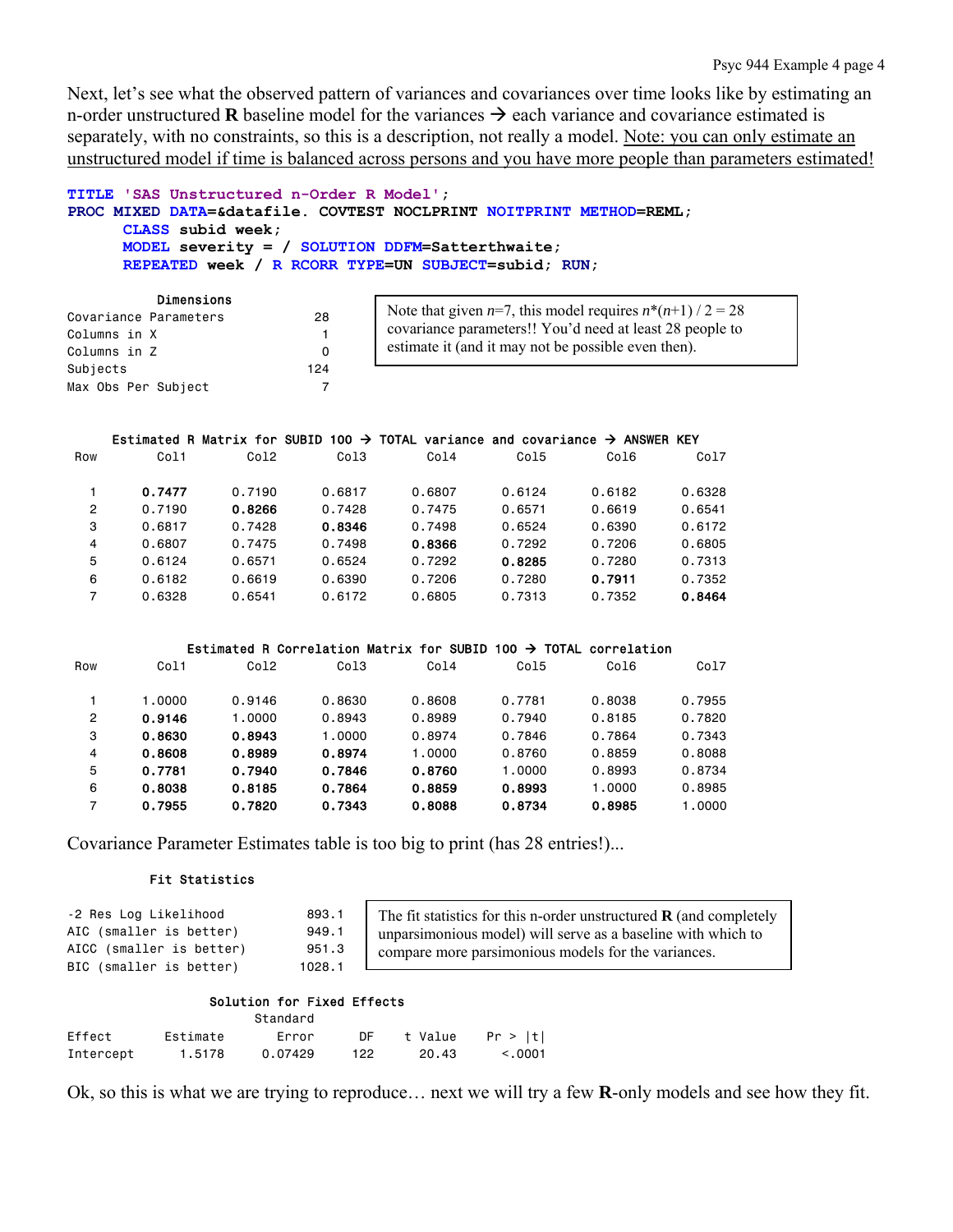Next, let's see what the observed pattern of variances and covariances over time looks like by estimating an n-order unstructured **R** baseline model for the variances → each variance and covariance estimated is separately, with no constraints, so this is a description, not really a model. <u>Note: you can only estimate an unstructured model if time is balanced across persons and you have more people than parameters estimated!</u>

```
TITLE 'SAS Unstructured n-Order R Model';
PROC MIXED DATA=&datafile. COVTEST NOCLPRINT NOITPRINT METHOD=REML;
      CLASS subid week;
      MODEL severity = / SOLUTION DDFM=Satterthwaite;
      REPEATED week / R RCORR TYPE=UN SUBJECT=subid; RUN;
```

| Dimensions | |
|---|---|
| Covariance Parameters | 28 |
| Columns in X | 1 |
| Columns in Z | 0 |
| Subjects | 124 |
| Max Obs Per Subject | 7 |

Note that given $n$=7, this model requires $n*(n+1) / 2 = 28$ covariance parameters!! You'd need at least 28 people to estimate it (and it may not be possible even then).

**Estimated R Matrix for SUBID 100 → TOTAL variance and covariance → ANSWER KEY**

| Row | Col1 | Col2 | Col3 | Col4 | Col5 | Col6 | Col7 |
|---|---|---|---|---|---|---|---|
| 1 | **0.7477** | 0.7190 | 0.6817 | 0.6807 | 0.6124 | 0.6182 | 0.6328 |
| 2 | 0.7190 | **0.8266** | 0.7428 | 0.7475 | 0.6571 | 0.6619 | 0.6541 |
| 3 | 0.6817 | 0.7428 | **0.8346** | 0.7498 | 0.6524 | 0.6390 | 0.6172 |
| 4 | 0.6807 | 0.7475 | 0.7498 | **0.8366** | 0.7292 | 0.7206 | 0.6805 |
| 5 | 0.6124 | 0.6571 | 0.6524 | 0.7292 | **0.8285** | 0.7280 | 0.7313 |
| 6 | 0.6182 | 0.6619 | 0.6390 | 0.7206 | 0.7280 | **0.7911** | 0.7352 |
| 7 | 0.6328 | 0.6541 | 0.6172 | 0.6805 | 0.7313 | 0.7352 | **0.8464** |

**Estimated R Correlation Matrix for SUBID 100 → TOTAL correlation**

| Row | Col1 | Col2 | Col3 | Col4 | Col5 | Col6 | Col7 |
|---|---|---|---|---|---|---|---|
| 1 | 1.0000 | 0.9146 | 0.8630 | 0.8608 | 0.7781 | 0.8038 | 0.7955 |
| 2 | **0.9146** | 1.0000 | 0.8943 | 0.8989 | 0.7940 | 0.8185 | 0.7820 |
| 3 | **0.8630** | **0.8943** | 1.0000 | 0.8974 | 0.7846 | 0.7864 | 0.7343 |
| 4 | **0.8608** | **0.8989** | **0.8974** | 1.0000 | 0.8760 | 0.8859 | 0.8088 |
| 5 | **0.7781** | **0.7940** | **0.7846** | **0.8760** | 1.0000 | 0.8993 | 0.8734 |
| 6 | **0.8038** | **0.8185** | **0.7864** | **0.8859** | **0.8993** | 1.0000 | 0.8985 |
| 7 | **0.7955** | **0.7820** | **0.7343** | **0.8088** | **0.8734** | **0.8985** | 1.0000 |

Covariance Parameter Estimates table is too big to print (has 28 entries!)...

| Fit Statistics | |
|---|---|
| -2 Res Log Likelihood | 893.1 |
| AIC (smaller is better) | 949.1 |
| AICC (smaller is better) | 951.3 |
| BIC (smaller is better) | 1028.1 |

The fit statistics for this n-order unstructured **R** (and completely unparsimonious model) will serve as a baseline with which to compare more parsimonious models for the variances.

**Solution for Fixed Effects**

| Effect | Estimate | Standard Error | DF | t Value | Pr > \|t\| |
|---|---|---|---|---|---|
| Intercept | 1.5178 | 0.07429 | 122 | 20.43 | <.0001 |

Ok, so this is what we are trying to reproduce… next we will try a few **R**-only models and see how they fit.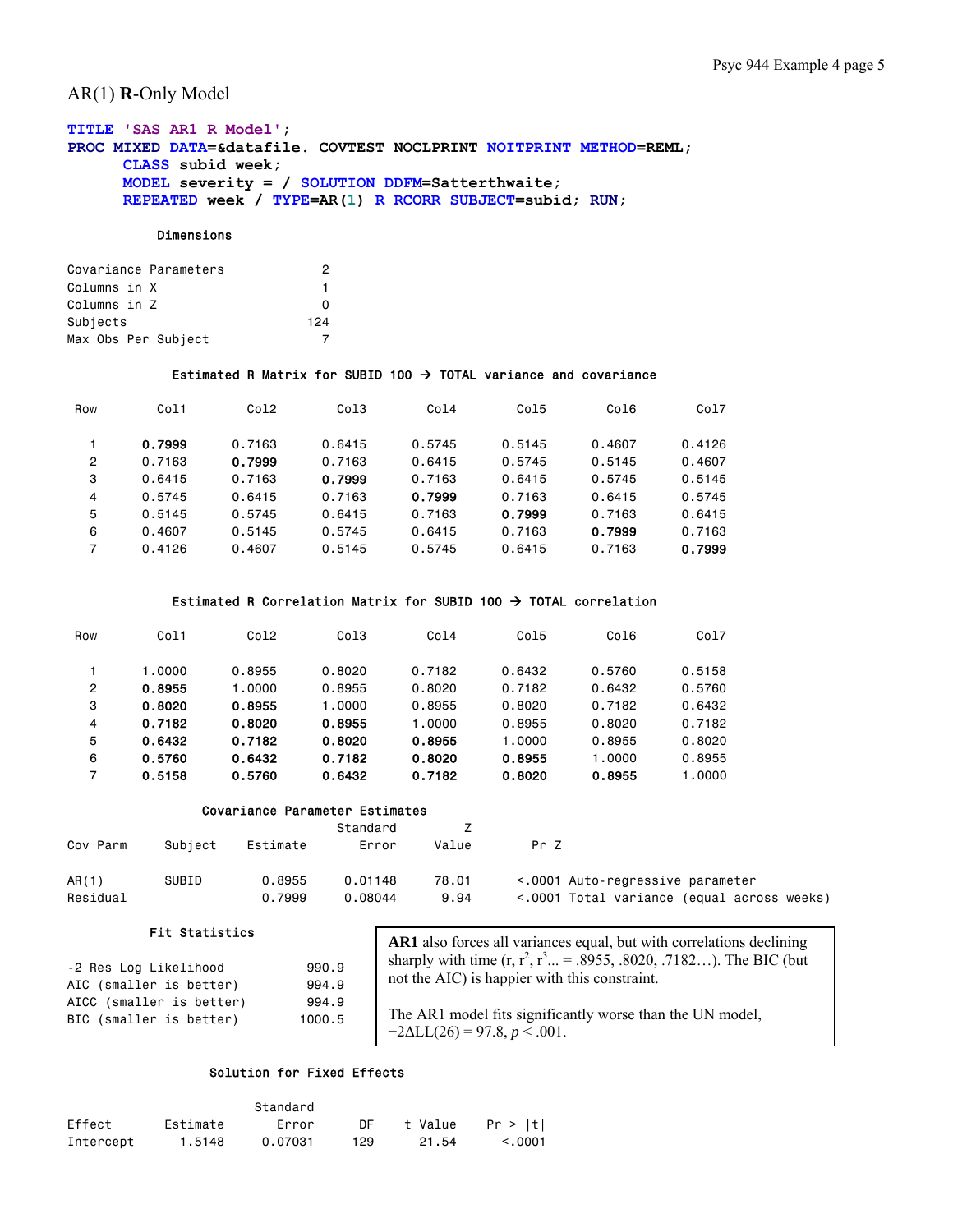## AR(1) **R**-Only Model

```
TITLE 'SAS AR1 R Model';
PROC MIXED DATA=&datafile. COVTEST NOCLPRINT NOITPRINT METHOD=REML;
      CLASS subid week;
      MODEL severity = / SOLUTION DDFM=Satterthwaite;
      REPEATED week / TYPE=AR(1) R RCORR SUBJECT=subid; RUN;
```

**Dimensions**

| | |
|---|---|
| Covariance Parameters | 2 |
| Columns in X | 1 |
| Columns in Z | 0 |
| Subjects | 124 |
| Max Obs Per Subject | 7 |

**Estimated R Matrix for SUBID 100 → TOTAL variance and covariance**

| Row | Col1 | Col2 | Col3 | Col4 | Col5 | Col6 | Col7 |
|---|---|---|---|---|---|---|---|
| 1 | **0.7999** | 0.7163 | 0.6415 | 0.5745 | 0.5145 | 0.4607 | 0.4126 |
| 2 | 0.7163 | **0.7999** | 0.7163 | 0.6415 | 0.5745 | 0.5145 | 0.4607 |
| 3 | 0.6415 | 0.7163 | **0.7999** | 0.7163 | 0.6415 | 0.5745 | 0.5145 |
| 4 | 0.5745 | 0.6415 | 0.7163 | **0.7999** | 0.7163 | 0.6415 | 0.5745 |
| 5 | 0.5145 | 0.5745 | 0.6415 | 0.7163 | **0.7999** | 0.7163 | 0.6415 |
| 6 | 0.4607 | 0.5145 | 0.5745 | 0.6415 | 0.7163 | **0.7999** | 0.7163 |
| 7 | 0.4126 | 0.4607 | 0.5145 | 0.5745 | 0.6415 | 0.7163 | **0.7999** |

**Estimated R Correlation Matrix for SUBID 100 → TOTAL correlation**

| Row | Col1 | Col2 | Col3 | Col4 | Col5 | Col6 | Col7 |
|---|---|---|---|---|---|---|---|
| 1 | 1.0000 | 0.8955 | 0.8020 | 0.7182 | 0.6432 | 0.5760 | 0.5158 |
| 2 | **0.8955** | 1.0000 | 0.8955 | 0.8020 | 0.7182 | 0.6432 | 0.5760 |
| 3 | **0.8020** | **0.8955** | 1.0000 | 0.8955 | 0.8020 | 0.7182 | 0.6432 |
| 4 | **0.7182** | **0.8020** | **0.8955** | 1.0000 | 0.8955 | 0.8020 | 0.7182 |
| 5 | **0.6432** | **0.7182** | **0.8020** | **0.8955** | 1.0000 | 0.8955 | 0.8020 |
| 6 | **0.5760** | **0.6432** | **0.7182** | **0.8020** | **0.8955** | 1.0000 | 0.8955 |
| 7 | **0.5158** | **0.5760** | **0.6432** | **0.7182** | **0.8020** | **0.8955** | 1.0000 |

**Covariance Parameter Estimates**

| Cov Parm | Subject | Estimate | Standard Error | Z Value | Pr Z | |
|---|---|---|---|---|---|---|
| AR(1) | SUBID | 0.8955 | 0.01148 | 78.01 | <.0001 | Auto-regressive parameter |
| Residual | | 0.7999 | 0.08044 | 9.94 | <.0001 | Total variance (equal across weeks) |

**Fit Statistics**

| | |
|---|---|
| -2 Res Log Likelihood | 990.9 |
| AIC (smaller is better) | 994.9 |
| AICC (smaller is better) | 994.9 |
| BIC (smaller is better) | 1000.5 |

**AR1** also forces all variances equal, but with correlations declining sharply with time ($r$, $r^2$, $r^3$... = .8955, .8020, .7182…). The BIC (but not the AIC) is happier with this constraint.

The AR1 model fits significantly worse than the UN model, $-2\Delta LL(26) = 97.8$, $p < .001$.

**Solution for Fixed Effects**

| Effect | Estimate | Standard Error | DF | t Value | Pr > \|t\| |
|---|---|---|---|---|---|
| Intercept | 1.5148 | 0.07031 | 129 | 21.54 | <.0001 |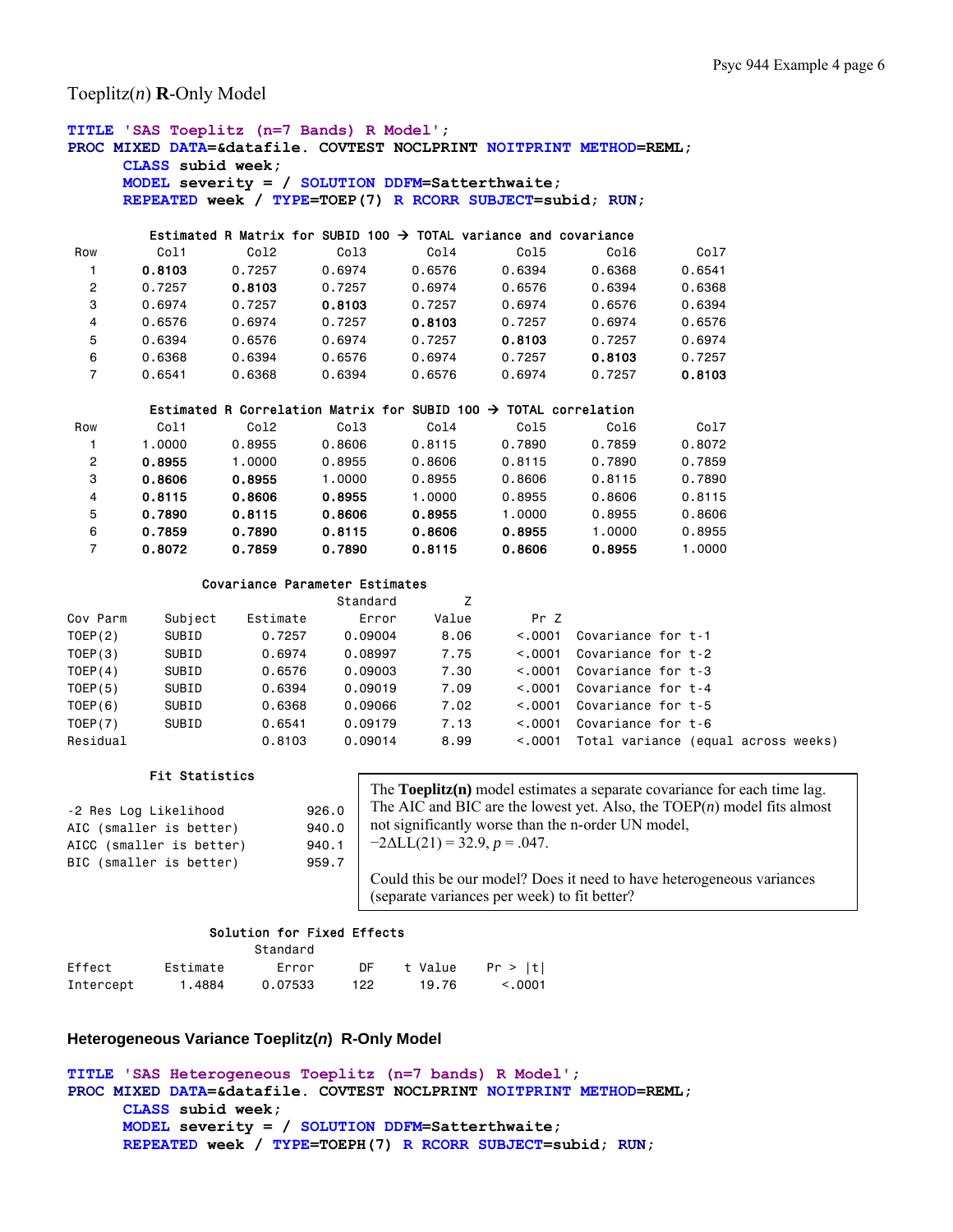Toeplitz(*n*) **R**-Only Model

```
TITLE 'SAS Toeplitz (n=7 Bands) R Model';
PROC MIXED DATA=&datafile. COVTEST NOCLPRINT NOITPRINT METHOD=REML;
      CLASS subid week;
      MODEL severity = / SOLUTION DDFM=Satterthwaite;
      REPEATED week / TYPE=TOEP(7) R RCORR SUBJECT=subid; RUN;
```

Estimated R Matrix for SUBID 100 → TOTAL variance and covariance

| Row | Col1 | Col2 | Col3 | Col4 | Col5 | Col6 | Col7 |
|---|---|---|---|---|---|---|---|
| 1 | **0.8103** | 0.7257 | 0.6974 | 0.6576 | 0.6394 | 0.6368 | 0.6541 |
| 2 | 0.7257 | **0.8103** | 0.7257 | 0.6974 | 0.6576 | 0.6394 | 0.6368 |
| 3 | 0.6974 | 0.7257 | **0.8103** | 0.7257 | 0.6974 | 0.6576 | 0.6394 |
| 4 | 0.6576 | 0.6974 | 0.7257 | **0.8103** | 0.7257 | 0.6974 | 0.6576 |
| 5 | 0.6394 | 0.6576 | 0.6974 | 0.7257 | **0.8103** | 0.7257 | 0.6974 |
| 6 | 0.6368 | 0.6394 | 0.6576 | 0.6974 | 0.7257 | **0.8103** | 0.7257 |
| 7 | 0.6541 | 0.6368 | 0.6394 | 0.6576 | 0.6974 | 0.7257 | **0.8103** |

Estimated R Correlation Matrix for SUBID 100 → TOTAL correlation

| Row | Col1 | Col2 | Col3 | Col4 | Col5 | Col6 | Col7 |
|---|---|---|---|---|---|---|---|
| 1 | 1.0000 | 0.8955 | 0.8606 | 0.8115 | 0.7890 | 0.7859 | 0.8072 |
| 2 | **0.8955** | 1.0000 | 0.8955 | 0.8606 | 0.8115 | 0.7890 | 0.7859 |
| 3 | **0.8606** | **0.8955** | 1.0000 | 0.8955 | 0.8606 | 0.8115 | 0.7890 |
| 4 | **0.8115** | **0.8606** | **0.8955** | 1.0000 | 0.8955 | 0.8606 | 0.8115 |
| 5 | **0.7890** | **0.8115** | **0.8606** | **0.8955** | 1.0000 | 0.8955 | 0.8606 |
| 6 | **0.7859** | **0.7890** | **0.8115** | **0.8606** | **0.8955** | 1.0000 | 0.8955 |
| 7 | **0.8072** | **0.7859** | **0.7890** | **0.8115** | **0.8606** | **0.8955** | 1.0000 |

Covariance Parameter Estimates

| Cov Parm | Subject | Estimate | Standard Error | Z Value | Pr Z | |
|---|---|---|---|---|---|---|
| TOEP(2) | SUBID | 0.7257 | 0.09004 | 8.06 | <.0001 | Covariance for t-1 |
| TOEP(3) | SUBID | 0.6974 | 0.08997 | 7.75 | <.0001 | Covariance for t-2 |
| TOEP(4) | SUBID | 0.6576 | 0.09003 | 7.30 | <.0001 | Covariance for t-3 |
| TOEP(5) | SUBID | 0.6394 | 0.09019 | 7.09 | <.0001 | Covariance for t-4 |
| TOEP(6) | SUBID | 0.6368 | 0.09066 | 7.02 | <.0001 | Covariance for t-5 |
| TOEP(7) | SUBID | 0.6541 | 0.09179 | 7.13 | <.0001 | Covariance for t-6 |
| Residual | | 0.8103 | 0.09014 | 8.99 | <.0001 | Total variance (equal across weeks) |

Fit Statistics

| | |
|---|---|
| -2 Res Log Likelihood | 926.0 |
| AIC (smaller is better) | 940.0 |
| AICC (smaller is better) | 940.1 |
| BIC (smaller is better) | 959.7 |

The **Toeplitz(n)** model estimates a separate covariance for each time lag. The AIC and BIC are the lowest yet. Also, the TOEP(*n*) model fits almost not significantly worse than the n-order UN model, $-2\Delta LL(21) = 32.9$, $p = .047$.

Could this be our model? Does it need to have heterogeneous variances (separate variances per week) to fit better?

Solution for Fixed Effects

| Effect | Estimate | Standard Error | DF | t Value | Pr > \|t\| |
|---|---|---|---|---|---|
| Intercept | 1.4884 | 0.07533 | 122 | 19.76 | <.0001 |

### Heterogeneous Variance Toeplitz(*n*) R-Only Model

```
TITLE 'SAS Heterogeneous Toeplitz (n=7 bands) R Model';
PROC MIXED DATA=&datafile. COVTEST NOCLPRINT NOITPRINT METHOD=REML;
      CLASS subid week;
      MODEL severity = / SOLUTION DDFM=Satterthwaite;
      REPEATED week / TYPE=TOEPH(7) R RCORR SUBJECT=subid; RUN;
```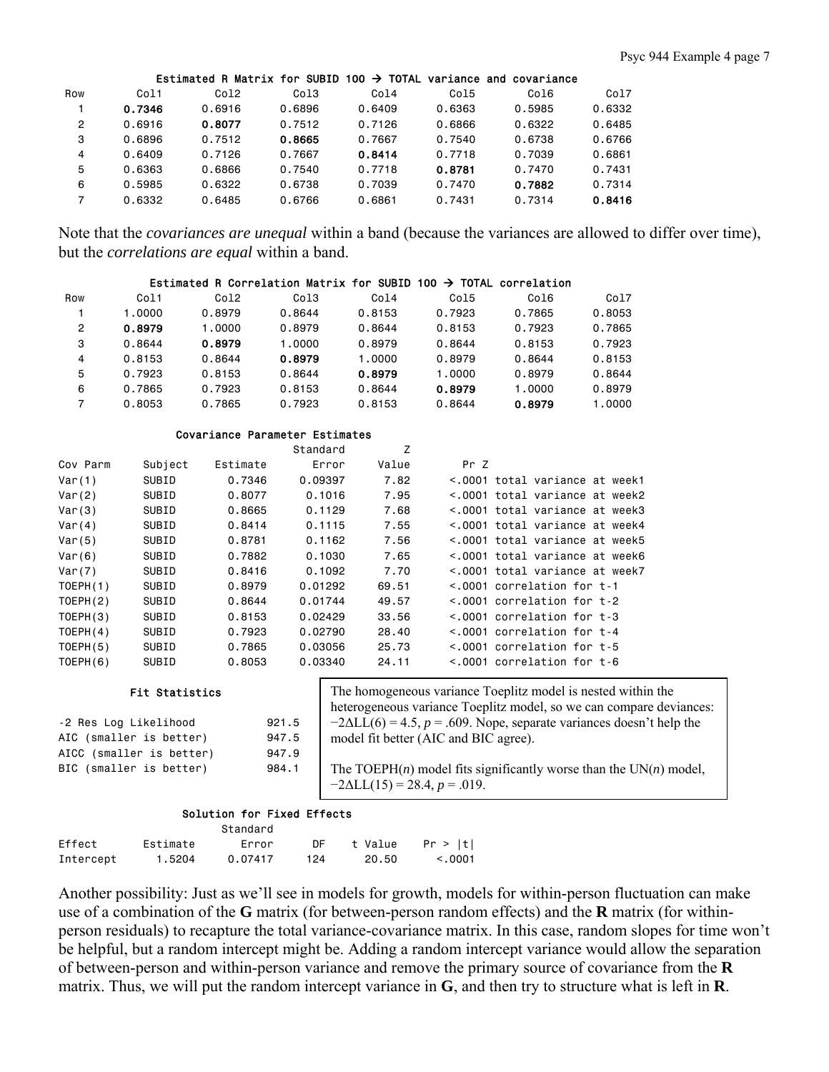**Estimated R Matrix for SUBID 100 → TOTAL variance and covariance**

| Row | Col1 | Col2 | Col3 | Col4 | Col5 | Col6 | Col7 |
|---|---|---|---|---|---|---|---|
| 1 | **0.7346** | 0.6916 | 0.6896 | 0.6409 | 0.6363 | 0.5985 | 0.6332 |
| 2 | 0.6916 | **0.8077** | 0.7512 | 0.7126 | 0.6866 | 0.6322 | 0.6485 |
| 3 | 0.6896 | 0.7512 | **0.8665** | 0.7667 | 0.7540 | 0.6738 | 0.6766 |
| 4 | 0.6409 | 0.7126 | 0.7667 | **0.8414** | 0.7718 | 0.7039 | 0.6861 |
| 5 | 0.6363 | 0.6866 | 0.7540 | 0.7718 | **0.8781** | 0.7470 | 0.7431 |
| 6 | 0.5985 | 0.6322 | 0.6738 | 0.7039 | 0.7470 | **0.7882** | 0.7314 |
| 7 | 0.6332 | 0.6485 | 0.6766 | 0.6861 | 0.7431 | 0.7314 | **0.8416** |

Note that the *covariances are unequal* within a band (because the variances are allowed to differ over time), but the *correlations are equal* within a band.

**Estimated R Correlation Matrix for SUBID 100 → TOTAL correlation**

| Row | Col1 | Col2 | Col3 | Col4 | Col5 | Col6 | Col7 |
|---|---|---|---|---|---|---|---|
| 1 | 1.0000 | 0.8979 | 0.8644 | 0.8153 | 0.7923 | 0.7865 | 0.8053 |
| 2 | **0.8979** | 1.0000 | 0.8979 | 0.8644 | 0.8153 | 0.7923 | 0.7865 |
| 3 | 0.8644 | **0.8979** | 1.0000 | 0.8979 | 0.8644 | 0.8153 | 0.7923 |
| 4 | 0.8153 | 0.8644 | **0.8979** | 1.0000 | 0.8979 | 0.8644 | 0.8153 |
| 5 | 0.7923 | 0.8153 | 0.8644 | **0.8979** | 1.0000 | 0.8979 | 0.8644 |
| 6 | 0.7865 | 0.7923 | 0.8153 | 0.8644 | **0.8979** | 1.0000 | 0.8979 |
| 7 | 0.8053 | 0.7865 | 0.7923 | 0.8153 | 0.8644 | **0.8979** | 1.0000 |

**Covariance Parameter Estimates**

| Cov Parm | Subject | Estimate | Standard Error | Z Value | Pr Z | |
|---|---|---|---|---|---|---|
| Var(1) | SUBID | 0.7346 | 0.09397 | 7.82 | <.0001 | total variance at week1 |
| Var(2) | SUBID | 0.8077 | 0.1016 | 7.95 | <.0001 | total variance at week2 |
| Var(3) | SUBID | 0.8665 | 0.1129 | 7.68 | <.0001 | total variance at week3 |
| Var(4) | SUBID | 0.8414 | 0.1115 | 7.55 | <.0001 | total variance at week4 |
| Var(5) | SUBID | 0.8781 | 0.1162 | 7.56 | <.0001 | total variance at week5 |
| Var(6) | SUBID | 0.7882 | 0.1030 | 7.65 | <.0001 | total variance at week6 |
| Var(7) | SUBID | 0.8416 | 0.1092 | 7.70 | <.0001 | total variance at week7 |
| TOEPH(1) | SUBID | 0.8979 | 0.01292 | 69.51 | <.0001 | correlation for t-1 |
| TOEPH(2) | SUBID | 0.8644 | 0.01744 | 49.57 | <.0001 | correlation for t-2 |
| TOEPH(3) | SUBID | 0.8153 | 0.02429 | 33.56 | <.0001 | correlation for t-3 |
| TOEPH(4) | SUBID | 0.7923 | 0.02790 | 28.40 | <.0001 | correlation for t-4 |
| TOEPH(5) | SUBID | 0.7865 | 0.03056 | 25.73 | <.0001 | correlation for t-5 |
| TOEPH(6) | SUBID | 0.8053 | 0.03340 | 24.11 | <.0001 | correlation for t-6 |

**Fit Statistics**

| | |
|---|---|
| -2 Res Log Likelihood | 921.5 |
| AIC (smaller is better) | 947.5 |
| AICC (smaller is better) | 947.9 |
| BIC (smaller is better) | 984.1 |

The homogeneous variance Toeplitz model is nested within the heterogeneous variance Toeplitz model, so we can compare deviances: $-2\Delta LL(6) = 4.5$, $p = .609$. Nope, separate variances doesn't help the model fit better (AIC and BIC agree).

The TOEPH($n$) model fits significantly worse than the UN($n$) model, $-2\Delta LL(15) = 28.4$, $p = .019$.

**Solution for Fixed Effects**

| Effect | Estimate | Standard Error | DF | t Value | Pr > \|t\| |
|---|---|---|---|---|---|
| Intercept | 1.5204 | 0.07417 | 124 | 20.50 | <.0001 |

Another possibility: Just as we'll see in models for growth, models for within-person fluctuation can make use of a combination of the **G** matrix (for between-person random effects) and the **R** matrix (for within-person residuals) to recapture the total variance-covariance matrix. In this case, random slopes for time won't be helpful, but a random intercept might be. Adding a random intercept variance would allow the separation of between-person and within-person variance and remove the primary source of covariance from the **R** matrix. Thus, we will put the random intercept variance in **G**, and then try to structure what is left in **R**.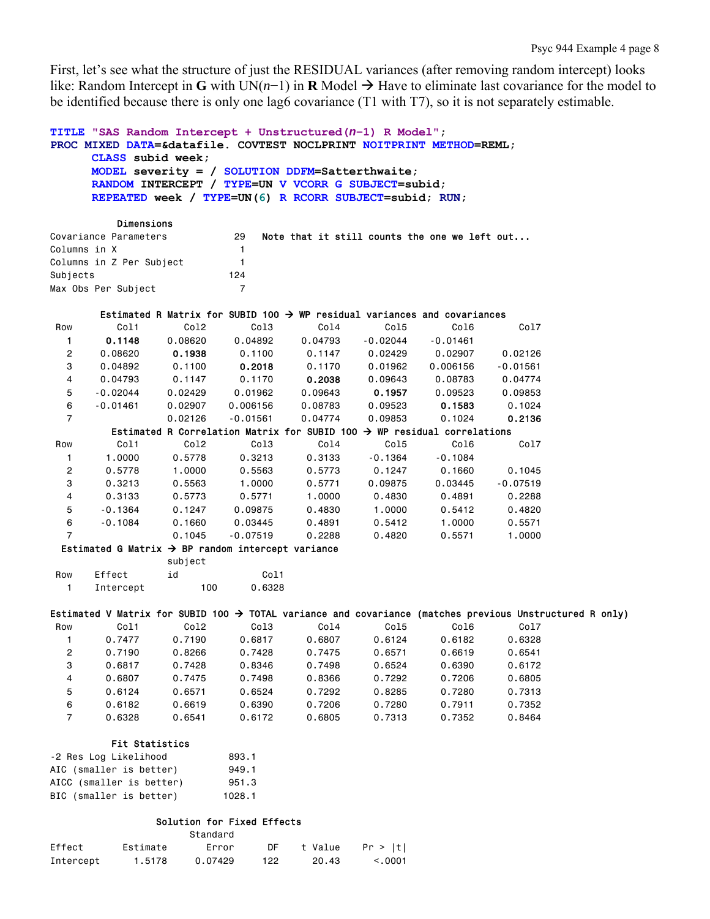First, let's see what the structure of just the RESIDUAL variances (after removing random intercept) looks like: Random Intercept in **G** with UN($n$−1) in **R** Model → Have to eliminate last covariance for the model to be identified because there is only one lag6 covariance (T1 with T7), so it is not separately estimable.

```
TITLE "SAS Random Intercept + Unstructured(n-1) R Model";
PROC MIXED DATA=&datafile. COVTEST NOCLPRINT NOITPRINT METHOD=REML;
      CLASS subid week;
      MODEL severity = / SOLUTION DDFM=Satterthwaite;
      RANDOM INTERCEPT / TYPE=UN V VCORR G SUBJECT=subid;
      REPEATED week / TYPE=UN(6) R RCORR SUBJECT=subid; RUN;
```

```
           Dimensions
Covariance Parameters           29   Note that it still counts the one we left out...
Columns in X                     1
Columns in Z Per Subject         1
Subjects                       124
Max Obs Per Subject              7
```

Estimated R Matrix for SUBID 100 → WP residual variances and covariances

| Row | Col1 | Col2 | Col3 | Col4 | Col5 | Col6 | Col7 |
|---|---|---|---|---|---|---|---|
| 1 | **0.1148** | 0.08620 | 0.04892 | 0.04793 | -0.02044 | -0.01461 | |
| 2 | 0.08620 | **0.1938** | 0.1100 | 0.1147 | 0.02429 | 0.02907 | 0.02126 |
| 3 | 0.04892 | 0.1100 | **0.2018** | 0.1170 | 0.01962 | 0.006156 | -0.01561 |
| 4 | 0.04793 | 0.1147 | 0.1170 | **0.2038** | 0.09643 | 0.08783 | 0.04774 |
| 5 | -0.02044 | 0.02429 | 0.01962 | 0.09643 | **0.1957** | 0.09523 | 0.09853 |
| 6 | -0.01461 | 0.02907 | 0.006156 | 0.08783 | 0.09523 | **0.1583** | 0.1024 |
| 7 | | 0.02126 | -0.01561 | 0.04774 | 0.09853 | 0.1024 | **0.2136** |

Estimated R Correlation Matrix for SUBID 100 → WP residual correlations

| Row | Col1 | Col2 | Col3 | Col4 | Col5 | Col6 | Col7 |
|---|---|---|---|---|---|---|---|
| 1 | 1.0000 | 0.5778 | 0.3213 | 0.3133 | -0.1364 | -0.1084 | |
| 2 | 0.5778 | 1.0000 | 0.5563 | 0.5773 | 0.1247 | 0.1660 | 0.1045 |
| 3 | 0.3213 | 0.5563 | 1.0000 | 0.5771 | 0.09875 | 0.03445 | -0.07519 |
| 4 | 0.3133 | 0.5773 | 0.5771 | 1.0000 | 0.4830 | 0.4891 | 0.2288 |
| 5 | -0.1364 | 0.1247 | 0.09875 | 0.4830 | 1.0000 | 0.5412 | 0.4820 |
| 6 | -0.1084 | 0.1660 | 0.03445 | 0.4891 | 0.5412 | 1.0000 | 0.5571 |
| 7 | | 0.1045 | -0.07519 | 0.2288 | 0.4820 | 0.5571 | 1.0000 |

Estimated G Matrix → BP random intercept variance

| Row | Effect | subject id | Col1 |
|---|---|---|---|
| 1 | Intercept | 100 | 0.6328 |

Estimated V Matrix for SUBID 100 → TOTAL variance and covariance (matches previous Unstructured R only)

| Row | Col1 | Col2 | Col3 | Col4 | Col5 | Col6 | Col7 |
|---|---|---|---|---|---|---|---|
| 1 | 0.7477 | 0.7190 | 0.6817 | 0.6807 | 0.6124 | 0.6182 | 0.6328 |
| 2 | 0.7190 | 0.8266 | 0.7428 | 0.7475 | 0.6571 | 0.6619 | 0.6541 |
| 3 | 0.6817 | 0.7428 | 0.8346 | 0.7498 | 0.6524 | 0.6390 | 0.6172 |
| 4 | 0.6807 | 0.7475 | 0.7498 | 0.8366 | 0.7292 | 0.7206 | 0.6805 |
| 5 | 0.6124 | 0.6571 | 0.6524 | 0.7292 | 0.8285 | 0.7280 | 0.7313 |
| 6 | 0.6182 | 0.6619 | 0.6390 | 0.7206 | 0.7280 | 0.7911 | 0.7352 |
| 7 | 0.6328 | 0.6541 | 0.6172 | 0.6805 | 0.7313 | 0.7352 | 0.8464 |

```
        Fit Statistics
-2 Res Log Likelihood         893.1
AIC (smaller is better)       949.1
AICC (smaller is better)      951.3
BIC (smaller is better)      1028.1
```

Solution for Fixed Effects

| Effect | Estimate | Standard Error | DF | t Value | Pr > \|t\| |
|---|---|---|---|---|---|
| Intercept | 1.5178 | 0.07429 | 122 | 20.43 | <.0001 |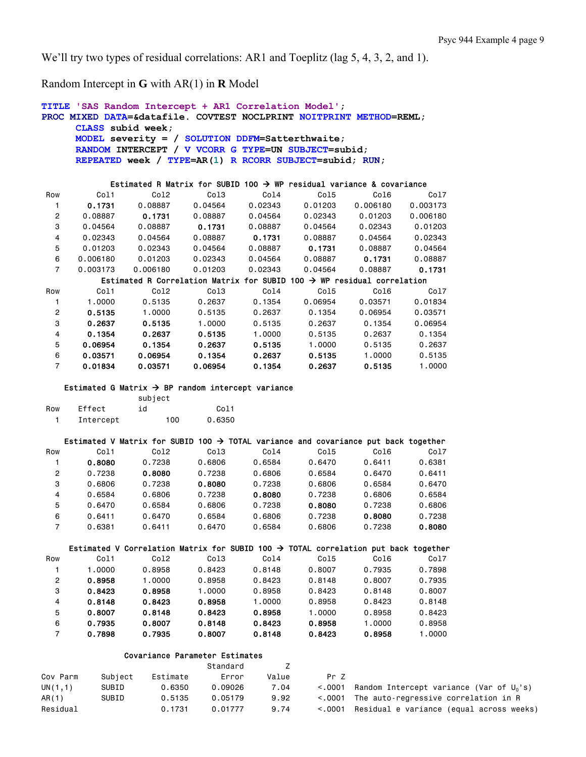We'll try two types of residual correlations: AR1 and Toeplitz (lag 5, 4, 3, 2, and 1).

Random Intercept in **G** with AR(1) in **R** Model

```
TITLE 'SAS Random Intercept + AR1 Correlation Model';
PROC MIXED DATA=&datafile. COVTEST NOCLPRINT NOITPRINT METHOD=REML;
     CLASS subid week;
     MODEL severity = / SOLUTION DDFM=Satterthwaite;
     RANDOM INTERCEPT / V VCORR G TYPE=UN SUBJECT=subid;
     REPEATED week / TYPE=AR(1) R RCORR SUBJECT=subid; RUN;
```

Estimated R Matrix for SUBID 100 → WP residual variance & covariance

| Row | Col1 | Col2 | Col3 | Col4 | Col5 | Col6 | Col7 |
|---|---|---|---|---|---|---|---|
| 1 | **0.1731** | 0.08887 | 0.04564 | 0.02343 | 0.01203 | 0.006180 | 0.003173 |
| 2 | 0.08887 | **0.1731** | 0.08887 | 0.04564 | 0.02343 | 0.01203 | 0.006180 |
| 3 | 0.04564 | 0.08887 | **0.1731** | 0.08887 | 0.04564 | 0.02343 | 0.01203 |
| 4 | 0.02343 | 0.04564 | 0.08887 | **0.1731** | 0.08887 | 0.04564 | 0.02343 |
| 5 | 0.01203 | 0.02343 | 0.04564 | 0.08887 | **0.1731** | 0.08887 | 0.04564 |
| 6 | 0.006180 | 0.01203 | 0.02343 | 0.04564 | 0.08887 | **0.1731** | 0.08887 |
| 7 | 0.003173 | 0.006180 | 0.01203 | 0.02343 | 0.04564 | 0.08887 | **0.1731** |

Estimated R Correlation Matrix for SUBID 100 → WP residual correlation

| Row | Col1 | Col2 | Col3 | Col4 | Col5 | Col6 | Col7 |
|---|---|---|---|---|---|---|---|
| 1 | 1.0000 | 0.5135 | 0.2637 | 0.1354 | 0.06954 | 0.03571 | 0.01834 |
| 2 | **0.5135** | 1.0000 | 0.5135 | 0.2637 | 0.1354 | 0.06954 | 0.03571 |
| 3 | **0.2637** | **0.5135** | 1.0000 | 0.5135 | 0.2637 | 0.1354 | 0.06954 |
| 4 | **0.1354** | **0.2637** | **0.5135** | 1.0000 | 0.5135 | 0.2637 | 0.1354 |
| 5 | **0.06954** | **0.1354** | **0.2637** | **0.5135** | 1.0000 | 0.5135 | 0.2637 |
| 6 | **0.03571** | **0.06954** | **0.1354** | **0.2637** | **0.5135** | 1.0000 | 0.5135 |
| 7 | **0.01834** | **0.03571** | **0.06954** | **0.1354** | **0.2637** | **0.5135** | 1.0000 |

Estimated G Matrix → BP random intercept variance

| Row | Effect | subject id | Col1 |
|---|---|---|---|
| 1 | Intercept | 100 | 0.6350 |

Estimated V Matrix for SUBID 100 → TOTAL variance and covariance put back together

| Row | Col1 | Col2 | Col3 | Col4 | Col5 | Col6 | Col7 |
|---|---|---|---|---|---|---|---|
| 1 | **0.8080** | 0.7238 | 0.6806 | 0.6584 | 0.6470 | 0.6411 | 0.6381 |
| 2 | 0.7238 | **0.8080** | 0.7238 | 0.6806 | 0.6584 | 0.6470 | 0.6411 |
| 3 | 0.6806 | 0.7238 | **0.8080** | 0.7238 | 0.6806 | 0.6584 | 0.6470 |
| 4 | 0.6584 | 0.6806 | 0.7238 | **0.8080** | 0.7238 | 0.6806 | 0.6584 |
| 5 | 0.6470 | 0.6584 | 0.6806 | 0.7238 | **0.8080** | 0.7238 | 0.6806 |
| 6 | 0.6411 | 0.6470 | 0.6584 | 0.6806 | 0.7238 | **0.8080** | 0.7238 |
| 7 | 0.6381 | 0.6411 | 0.6470 | 0.6584 | 0.6806 | 0.7238 | **0.8080** |

Estimated V Correlation Matrix for SUBID 100 → TOTAL correlation put back together

| Row | Col1 | Col2 | Col3 | Col4 | Col5 | Col6 | Col7 |
|---|---|---|---|---|---|---|---|
| 1 | 1.0000 | 0.8958 | 0.8423 | 0.8148 | 0.8007 | 0.7935 | 0.7898 |
| 2 | **0.8958** | 1.0000 | 0.8958 | 0.8423 | 0.8148 | 0.8007 | 0.7935 |
| 3 | **0.8423** | **0.8958** | 1.0000 | 0.8958 | 0.8423 | 0.8148 | 0.8007 |
| 4 | **0.8148** | **0.8423** | **0.8958** | 1.0000 | 0.8958 | 0.8423 | 0.8148 |
| 5 | **0.8007** | **0.8148** | **0.8423** | **0.8958** | 1.0000 | 0.8958 | 0.8423 |
| 6 | **0.7935** | **0.8007** | **0.8148** | **0.8423** | **0.8958** | 1.0000 | 0.8958 |
| 7 | **0.7898** | **0.7935** | **0.8007** | **0.8148** | **0.8423** | **0.8958** | 1.0000 |

Covariance Parameter Estimates

| Cov Parm | Subject | Estimate | Standard Error | Z Value | Pr Z | |
|---|---|---|---|---|---|---|
| UN(1,1) | SUBID | 0.6350 | 0.09026 | 7.04 | <.0001 | Random Intercept variance (Var of $U_0$'s) |
| AR(1) | SUBID | 0.5135 | 0.05179 | 9.92 | <.0001 | The auto-regressive correlation in R |
| Residual | | 0.1731 | 0.01777 | 9.74 | <.0001 | Residual e variance (equal across weeks) |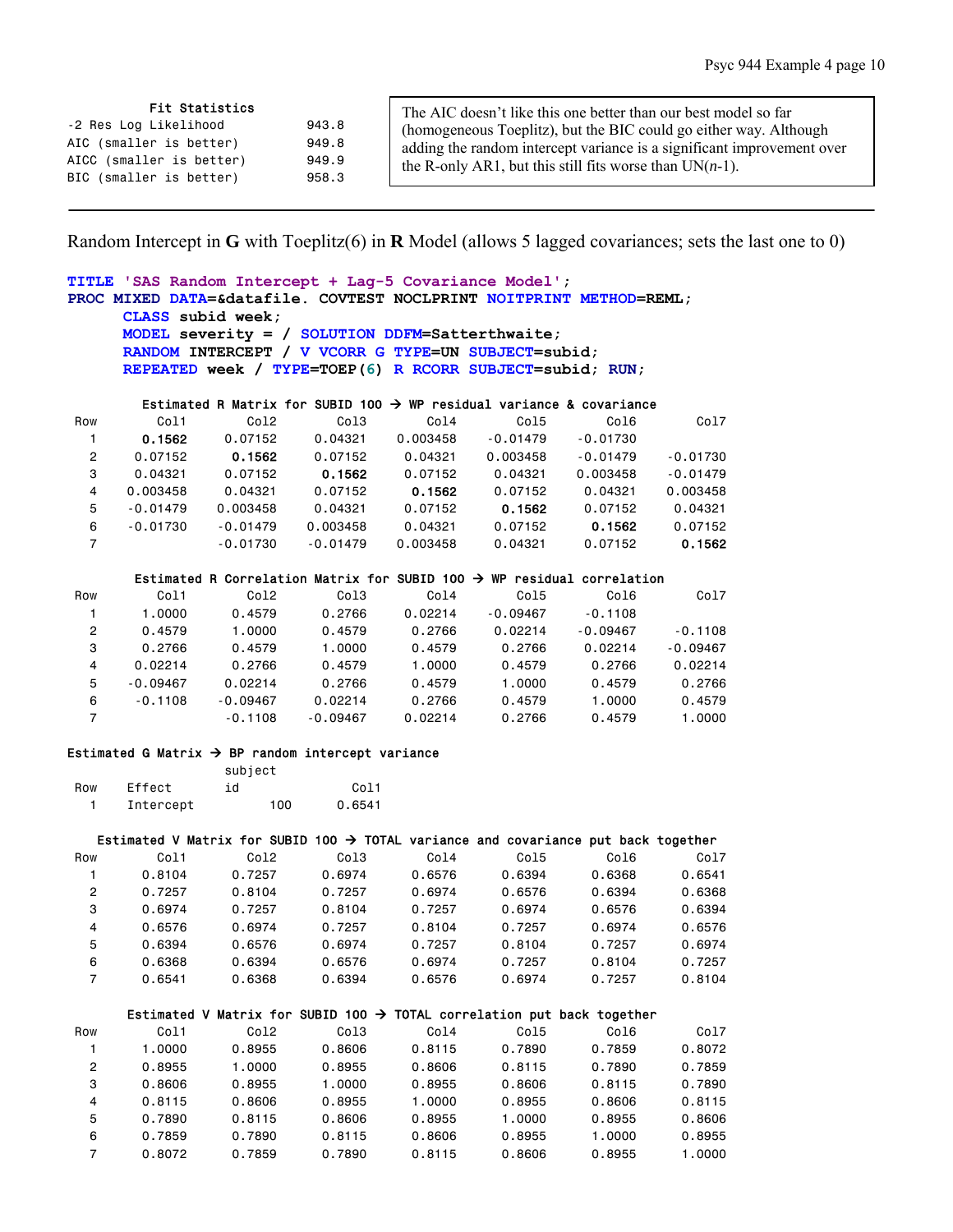**Fit Statistics**

| | |
|---|---|
| -2 Res Log Likelihood | 943.8 |
| AIC (smaller is better) | 949.8 |
| AICC (smaller is better) | 949.9 |
| BIC (smaller is better) | 958.3 |

The AIC doesn't like this one better than our best model so far (homogeneous Toeplitz), but the BIC could go either way. Although adding the random intercept variance is a significant improvement over the R-only AR1, but this still fits worse than UN(*n*-1).

---

Random Intercept in **G** with Toeplitz(6) in **R** Model (allows 5 lagged covariances; sets the last one to 0)

```
TITLE 'SAS Random Intercept + Lag-5 Covariance Model';
PROC MIXED DATA=&datafile. COVTEST NOCLPRINT NOITPRINT METHOD=REML;
     CLASS subid week;
     MODEL severity = / SOLUTION DDFM=Satterthwaite;
     RANDOM INTERCEPT / V VCORR G TYPE=UN SUBJECT=subid;
     REPEATED week / TYPE=TOEP(6) R RCORR SUBJECT=subid; RUN;
```

**Estimated R Matrix for SUBID 100 → WP residual variance & covariance**

| Row | Col1 | Col2 | Col3 | Col4 | Col5 | Col6 | Col7 |
|---|---|---|---|---|---|---|---|
| 1 | **0.1562** | 0.07152 | 0.04321 | 0.003458 | -0.01479 | -0.01730 | |
| 2 | 0.07152 | **0.1562** | 0.07152 | 0.04321 | 0.003458 | -0.01479 | -0.01730 |
| 3 | 0.04321 | 0.07152 | **0.1562** | 0.07152 | 0.04321 | 0.003458 | -0.01479 |
| 4 | 0.003458 | 0.04321 | 0.07152 | **0.1562** | 0.07152 | 0.04321 | 0.003458 |
| 5 | -0.01479 | 0.003458 | 0.04321 | 0.07152 | **0.1562** | 0.07152 | 0.04321 |
| 6 | -0.01730 | -0.01479 | 0.003458 | 0.04321 | 0.07152 | **0.1562** | 0.07152 |
| 7 | | -0.01730 | -0.01479 | 0.003458 | 0.04321 | 0.07152 | **0.1562** |

**Estimated R Correlation Matrix for SUBID 100 → WP residual correlation**

| Row | Col1 | Col2 | Col3 | Col4 | Col5 | Col6 | Col7 |
|---|---|---|---|---|---|---|---|
| 1 | 1.0000 | 0.4579 | 0.2766 | 0.02214 | -0.09467 | -0.1108 | |
| 2 | 0.4579 | 1.0000 | 0.4579 | 0.2766 | 0.02214 | -0.09467 | -0.1108 |
| 3 | 0.2766 | 0.4579 | 1.0000 | 0.4579 | 0.2766 | 0.02214 | -0.09467 |
| 4 | 0.02214 | 0.2766 | 0.4579 | 1.0000 | 0.4579 | 0.2766 | 0.02214 |
| 5 | -0.09467 | 0.02214 | 0.2766 | 0.4579 | 1.0000 | 0.4579 | 0.2766 |
| 6 | -0.1108 | -0.09467 | 0.02214 | 0.2766 | 0.4579 | 1.0000 | 0.4579 |
| 7 | | -0.1108 | -0.09467 | 0.02214 | 0.2766 | 0.4579 | 1.0000 |

**Estimated G Matrix → BP random intercept variance**

| Row | Effect | subject id | Col1 |
|---|---|---|---|
| 1 | Intercept | 100 | 0.6541 |

**Estimated V Matrix for SUBID 100 → TOTAL variance and covariance put back together**

| Row | Col1 | Col2 | Col3 | Col4 | Col5 | Col6 | Col7 |
|---|---|---|---|---|---|---|---|
| 1 | 0.8104 | 0.7257 | 0.6974 | 0.6576 | 0.6394 | 0.6368 | 0.6541 |
| 2 | 0.7257 | 0.8104 | 0.7257 | 0.6974 | 0.6576 | 0.6394 | 0.6368 |
| 3 | 0.6974 | 0.7257 | 0.8104 | 0.7257 | 0.6974 | 0.6576 | 0.6394 |
| 4 | 0.6576 | 0.6974 | 0.7257 | 0.8104 | 0.7257 | 0.6974 | 0.6576 |
| 5 | 0.6394 | 0.6576 | 0.6974 | 0.7257 | 0.8104 | 0.7257 | 0.6974 |
| 6 | 0.6368 | 0.6394 | 0.6576 | 0.6974 | 0.7257 | 0.8104 | 0.7257 |
| 7 | 0.6541 | 0.6368 | 0.6394 | 0.6576 | 0.6974 | 0.7257 | 0.8104 |

**Estimated V Matrix for SUBID 100 → TOTAL correlation put back together**

| Row | Col1 | Col2 | Col3 | Col4 | Col5 | Col6 | Col7 |
|---|---|---|---|---|---|---|---|
| 1 | 1.0000 | 0.8955 | 0.8606 | 0.8115 | 0.7890 | 0.7859 | 0.8072 |
| 2 | 0.8955 | 1.0000 | 0.8955 | 0.8606 | 0.8115 | 0.7890 | 0.7859 |
| 3 | 0.8606 | 0.8955 | 1.0000 | 0.8955 | 0.8606 | 0.8115 | 0.7890 |
| 4 | 0.8115 | 0.8606 | 0.8955 | 1.0000 | 0.8955 | 0.8606 | 0.8115 |
| 5 | 0.7890 | 0.8115 | 0.8606 | 0.8955 | 1.0000 | 0.8955 | 0.8606 |
| 6 | 0.7859 | 0.7890 | 0.8115 | 0.8606 | 0.8955 | 1.0000 | 0.8955 |
| 7 | 0.8072 | 0.7859 | 0.7890 | 0.8115 | 0.8606 | 0.8955 | 1.0000 |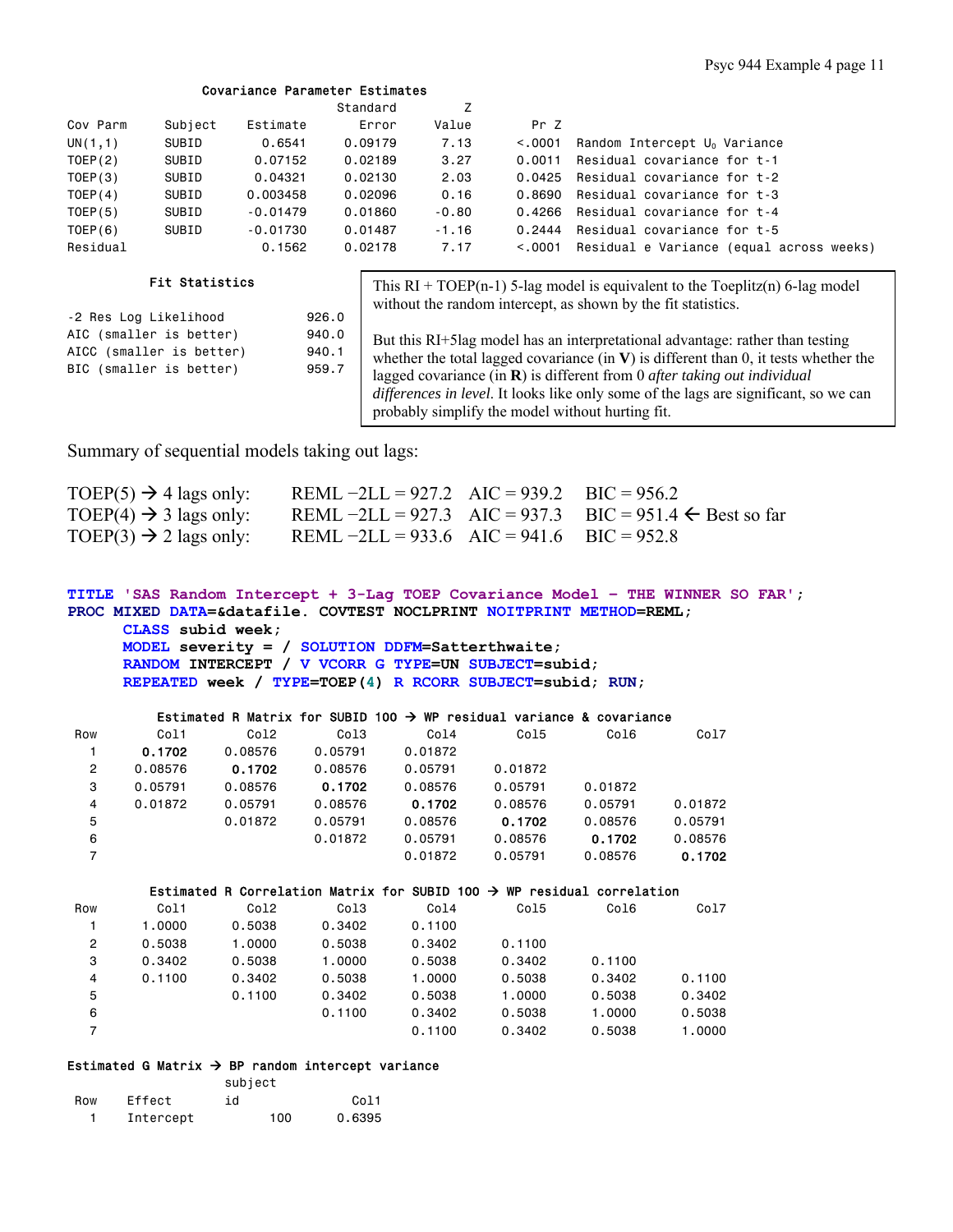**Covariance Parameter Estimates**

| Cov Parm | Subject | Estimate | Standard Error | Z Value | Pr Z | |
|---|---|---|---|---|---|---|
| UN(1,1) | SUBID | 0.6541 | 0.09179 | 7.13 | <.0001 | Random Intercept $U_0$ Variance |
| TOEP(2) | SUBID | 0.07152 | 0.02189 | 3.27 | 0.0011 | Residual covariance for t-1 |
| TOEP(3) | SUBID | 0.04321 | 0.02130 | 2.03 | 0.0425 | Residual covariance for t-2 |
| TOEP(4) | SUBID | 0.003458 | 0.02096 | 0.16 | 0.8690 | Residual covariance for t-3 |
| TOEP(5) | SUBID | -0.01479 | 0.01860 | -0.80 | 0.4266 | Residual covariance for t-4 |
| TOEP(6) | SUBID | -0.01730 | 0.01487 | -1.16 | 0.2444 | Residual covariance for t-5 |
| Residual | | 0.1562 | 0.02178 | 7.17 | <.0001 | Residual e Variance (equal across weeks) |

**Fit Statistics**

| | |
|---|---|
| -2 Res Log Likelihood | 926.0 |
| AIC (smaller is better) | 940.0 |
| AICC (smaller is better) | 940.1 |
| BIC (smaller is better) | 959.7 |

This RI + TOEP(n-1) 5-lag model is equivalent to the Toeplitz(n) 6-lag model without the random intercept, as shown by the fit statistics.

But this RI+5lag model has an interpretational advantage: rather than testing whether the total lagged covariance (in **V**) is different than 0, it tests whether the lagged covariance (in **R**) is different from 0 *after taking out individual differences in level*. It looks like only some of the lags are significant, so we can probably simplify the model without hurting fit.

Summary of sequential models taking out lags:

| | | | |
|---|---|---|---|
| TOEP(5) → 4 lags only: | REML −2LL = 927.2 | AIC = 939.2 | BIC = 956.2 |
| TOEP(4) → 3 lags only: | REML −2LL = 927.3 | AIC = 937.3 | BIC = 951.4 ← Best so far |
| TOEP(3) → 2 lags only: | REML −2LL = 933.6 | AIC = 941.6 | BIC = 952.8 |

```
TITLE 'SAS Random Intercept + 3-Lag TOEP Covariance Model - THE WINNER SO FAR';
PROC MIXED DATA=&datafile. COVTEST NOCLPRINT NOITPRINT METHOD=REML;
     CLASS subid week;
     MODEL severity = / SOLUTION DDFM=Satterthwaite;
     RANDOM INTERCEPT / V VCORR G TYPE=UN SUBJECT=subid;
     REPEATED week / TYPE=TOEP(4) R RCORR SUBJECT=subid; RUN;
```

**Estimated R Matrix for SUBID 100 → WP residual variance & covariance**

| Row | Col1 | Col2 | Col3 | Col4 | Col5 | Col6 | Col7 |
|---|---|---|---|---|---|---|---|
| 1 | **0.1702** | 0.08576 | 0.05791 | 0.01872 | | | |
| 2 | 0.08576 | **0.1702** | 0.08576 | 0.05791 | 0.01872 | | |
| 3 | 0.05791 | 0.08576 | **0.1702** | 0.08576 | 0.05791 | 0.01872 | |
| 4 | 0.01872 | 0.05791 | 0.08576 | **0.1702** | 0.08576 | 0.05791 | 0.01872 |
| 5 | | 0.01872 | 0.05791 | 0.08576 | **0.1702** | 0.08576 | 0.05791 |
| 6 | | | 0.01872 | 0.05791 | 0.08576 | **0.1702** | 0.08576 |
| 7 | | | | 0.01872 | 0.05791 | 0.08576 | **0.1702** |

**Estimated R Correlation Matrix for SUBID 100 → WP residual correlation**

| Row | Col1 | Col2 | Col3 | Col4 | Col5 | Col6 | Col7 |
|---|---|---|---|---|---|---|---|
| 1 | 1.0000 | 0.5038 | 0.3402 | 0.1100 | | | |
| 2 | 0.5038 | 1.0000 | 0.5038 | 0.3402 | 0.1100 | | |
| 3 | 0.3402 | 0.5038 | 1.0000 | 0.5038 | 0.3402 | 0.1100 | |
| 4 | 0.1100 | 0.3402 | 0.5038 | 1.0000 | 0.5038 | 0.3402 | 0.1100 |
| 5 | | 0.1100 | 0.3402 | 0.5038 | 1.0000 | 0.5038 | 0.3402 |
| 6 | | | 0.1100 | 0.3402 | 0.5038 | 1.0000 | 0.5038 |
| 7 | | | | 0.1100 | 0.3402 | 0.5038 | 1.0000 |

**Estimated G Matrix → BP random intercept variance**

| Row | Effect | subject id | Col1 |
|---|---|---|---|
| 1 | Intercept | 100 | 0.6395 |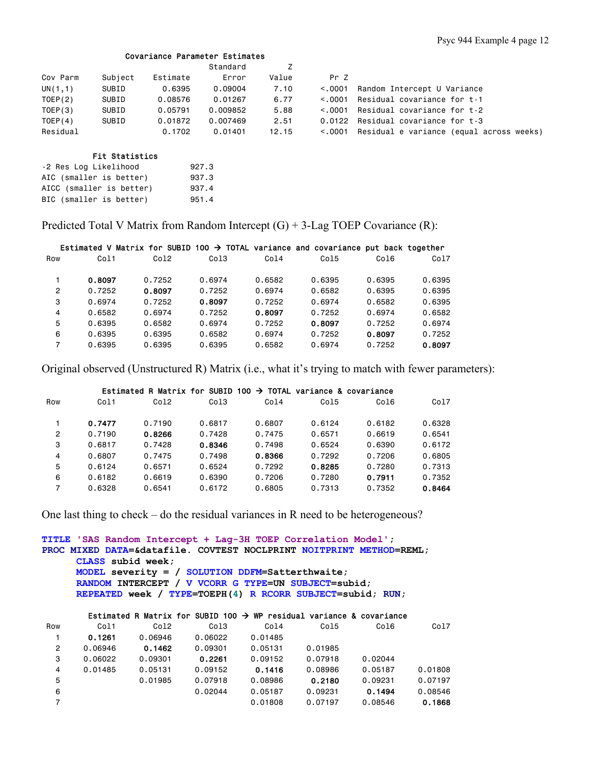**Covariance Parameter Estimates**

| Cov Parm | Subject | Estimate | Standard Error | Z Value | Pr Z | |
|---|---|---|---|---|---|---|
| UN(1,1) | SUBID | 0.6395 | 0.09004 | 7.10 | <.0001 | Random Intercept U Variance |
| TOEP(2) | SUBID | 0.08576 | 0.01267 | 6.77 | <.0001 | Residual covariance for t-1 |
| TOEP(3) | SUBID | 0.05791 | 0.009852 | 5.88 | <.0001 | Residual covariance for t-2 |
| TOEP(4) | SUBID | 0.01872 | 0.007469 | 2.51 | 0.0122 | Residual covariance for t-3 |
| Residual | | 0.1702 | 0.01401 | 12.15 | <.0001 | Residual e variance (equal across weeks) |

**Fit Statistics**

| | |
|---|---|
| -2 Res Log Likelihood | 927.3 |
| AIC (smaller is better) | 937.3 |
| AICC (smaller is better) | 937.4 |
| BIC (smaller is better) | 951.4 |

Predicted Total V Matrix from Random Intercept (G) + 3-Lag TOEP Covariance (R):

Estimated V Matrix for SUBID 100 → TOTAL variance and covariance put back together

| Row | Col1 | Col2 | Col3 | Col4 | Col5 | Col6 | Col7 |
|---|---|---|---|---|---|---|---|
| 1 | **0.8097** | 0.7252 | 0.6974 | 0.6582 | 0.6395 | 0.6395 | 0.6395 |
| 2 | 0.7252 | **0.8097** | 0.7252 | 0.6974 | 0.6582 | 0.6395 | 0.6395 |
| 3 | 0.6974 | 0.7252 | **0.8097** | 0.7252 | 0.6974 | 0.6582 | 0.6395 |
| 4 | 0.6582 | 0.6974 | 0.7252 | **0.8097** | 0.7252 | 0.6974 | 0.6582 |
| 5 | 0.6395 | 0.6582 | 0.6974 | 0.7252 | **0.8097** | 0.7252 | 0.6974 |
| 6 | 0.6395 | 0.6395 | 0.6582 | 0.6974 | 0.7252 | **0.8097** | 0.7252 |
| 7 | 0.6395 | 0.6395 | 0.6395 | 0.6582 | 0.6974 | 0.7252 | **0.8097** |

Original observed (Unstructured R) Matrix (i.e., what it's trying to match with fewer parameters):

Estimated R Matrix for SUBID 100 → TOTAL variance & covariance

| Row | Col1 | Col2 | Col3 | Col4 | Col5 | Col6 | Col7 |
|---|---|---|---|---|---|---|---|
| 1 | **0.7477** | 0.7190 | 0.6817 | 0.6807 | 0.6124 | 0.6182 | 0.6328 |
| 2 | 0.7190 | **0.8266** | 0.7428 | 0.7475 | 0.6571 | 0.6619 | 0.6541 |
| 3 | 0.6817 | 0.7428 | **0.8346** | 0.7498 | 0.6524 | 0.6390 | 0.6172 |
| 4 | 0.6807 | 0.7475 | 0.7498 | **0.8366** | 0.7292 | 0.7206 | 0.6805 |
| 5 | 0.6124 | 0.6571 | 0.6524 | 0.7292 | **0.8285** | 0.7280 | 0.7313 |
| 6 | 0.6182 | 0.6619 | 0.6390 | 0.7206 | 0.7280 | **0.7911** | 0.7352 |
| 7 | 0.6328 | 0.6541 | 0.6172 | 0.6805 | 0.7313 | 0.7352 | **0.8464** |

One last thing to check – do the residual variances in R need to be heterogeneous?

```
TITLE 'SAS Random Intercept + Lag-3H TOEP Correlation Model';
PROC MIXED DATA=&datafile. COVTEST NOCLPRINT NOITPRINT METHOD=REML;
     CLASS subid week;
     MODEL severity = / SOLUTION DDFM=Satterthwaite;
     RANDOM INTERCEPT / V VCORR G TYPE=UN SUBJECT=subid;
     REPEATED week / TYPE=TOEPH(4) R RCORR SUBJECT=subid; RUN;
```

Estimated R Matrix for SUBID 100 → WP residual variance & covariance

| Row | Col1 | Col2 | Col3 | Col4 | Col5 | Col6 | Col7 |
|---|---|---|---|---|---|---|---|
| 1 | **0.1261** | 0.06946 | 0.06022 | 0.01485 | | | |
| 2 | 0.06946 | **0.1462** | 0.09301 | 0.05131 | 0.01985 | | |
| 3 | 0.06022 | 0.09301 | **0.2261** | 0.09152 | 0.07918 | 0.02044 | |
| 4 | 0.01485 | 0.05131 | 0.09152 | **0.1416** | 0.08986 | 0.05187 | 0.01808 |
| 5 | | 0.01985 | 0.07918 | 0.08986 | **0.2180** | 0.09231 | 0.07197 |
| 6 | | | 0.02044 | 0.05187 | 0.09231 | **0.1494** | 0.08546 |
| 7 | | | | 0.01808 | 0.07197 | 0.08546 | **0.1868** |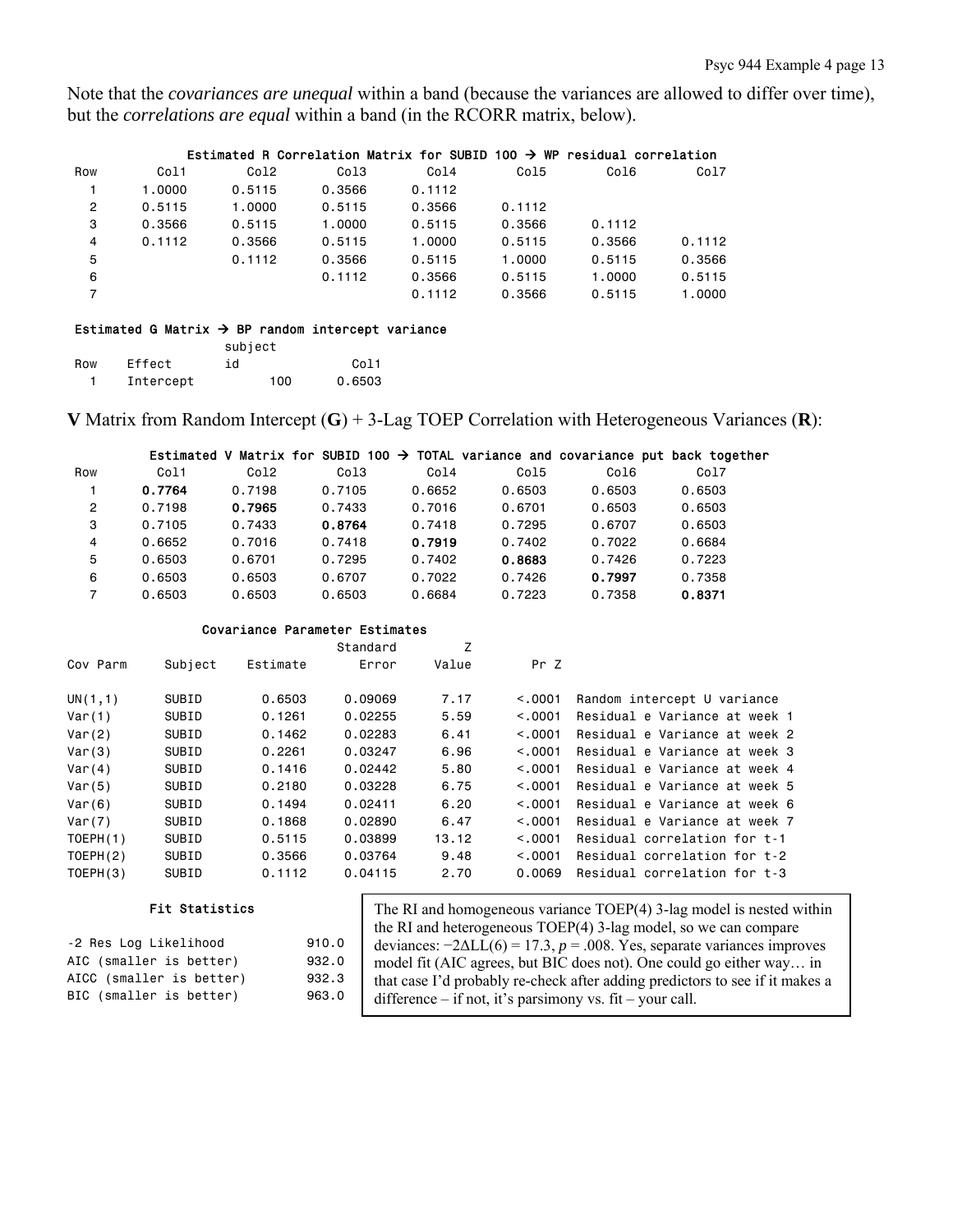Note that the *covariances are unequal* within a band (because the variances are allowed to differ over time), but the *correlations are equal* within a band (in the RCORR matrix, below).

**Estimated R Correlation Matrix for SUBID 100 → WP residual correlation**

| Row | Col1 | Col2 | Col3 | Col4 | Col5 | Col6 | Col7 |
|---|---|---|---|---|---|---|---|
| 1 | 1.0000 | 0.5115 | 0.3566 | 0.1112 | | | |
| 2 | 0.5115 | 1.0000 | 0.5115 | 0.3566 | 0.1112 | | |
| 3 | 0.3566 | 0.5115 | 1.0000 | 0.5115 | 0.3566 | 0.1112 | |
| 4 | 0.1112 | 0.3566 | 0.5115 | 1.0000 | 0.5115 | 0.3566 | 0.1112 |
| 5 | | 0.1112 | 0.3566 | 0.5115 | 1.0000 | 0.5115 | 0.3566 |
| 6 | | | 0.1112 | 0.3566 | 0.5115 | 1.0000 | 0.5115 |
| 7 | | | | 0.1112 | 0.3566 | 0.5115 | 1.0000 |

**Estimated G Matrix → BP random intercept variance**

| Row | Effect | subject id | Col1 |
|---|---|---|---|
| 1 | Intercept | 100 | 0.6503 |

**V** Matrix from Random Intercept (**G**) + 3-Lag TOEP Correlation with Heterogeneous Variances (**R**):

**Estimated V Matrix for SUBID 100 → TOTAL variance and covariance put back together**

| Row | Col1 | Col2 | Col3 | Col4 | Col5 | Col6 | Col7 |
|---|---|---|---|---|---|---|---|
| 1 | **0.7764** | 0.7198 | 0.7105 | 0.6652 | 0.6503 | 0.6503 | 0.6503 |
| 2 | 0.7198 | **0.7965** | 0.7433 | 0.7016 | 0.6701 | 0.6503 | 0.6503 |
| 3 | 0.7105 | 0.7433 | **0.8764** | 0.7418 | 0.7295 | 0.6707 | 0.6503 |
| 4 | 0.6652 | 0.7016 | 0.7418 | **0.7919** | 0.7402 | 0.7022 | 0.6684 |
| 5 | 0.6503 | 0.6701 | 0.7295 | 0.7402 | **0.8683** | 0.7426 | 0.7223 |
| 6 | 0.6503 | 0.6503 | 0.6707 | 0.7022 | 0.7426 | **0.7997** | 0.7358 |
| 7 | 0.6503 | 0.6503 | 0.6503 | 0.6684 | 0.7223 | 0.7358 | **0.8371** |

**Covariance Parameter Estimates**

| Cov Parm | Subject | Estimate | Standard Error | Z Value | Pr Z | |
|---|---|---|---|---|---|---|
| UN(1,1) | SUBID | 0.6503 | 0.09069 | 7.17 | <.0001 | Random intercept U variance |
| Var(1) | SUBID | 0.1261 | 0.02255 | 5.59 | <.0001 | Residual e Variance at week 1 |
| Var(2) | SUBID | 0.1462 | 0.02283 | 6.41 | <.0001 | Residual e Variance at week 2 |
| Var(3) | SUBID | 0.2261 | 0.03247 | 6.96 | <.0001 | Residual e Variance at week 3 |
| Var(4) | SUBID | 0.1416 | 0.02442 | 5.80 | <.0001 | Residual e Variance at week 4 |
| Var(5) | SUBID | 0.2180 | 0.03228 | 6.75 | <.0001 | Residual e Variance at week 5 |
| Var(6) | SUBID | 0.1494 | 0.02411 | 6.20 | <.0001 | Residual e Variance at week 6 |
| Var(7) | SUBID | 0.1868 | 0.02890 | 6.47 | <.0001 | Residual e Variance at week 7 |
| TOEPH(1) | SUBID | 0.5115 | 0.03899 | 13.12 | <.0001 | Residual correlation for t-1 |
| TOEPH(2) | SUBID | 0.3566 | 0.03764 | 9.48 | <.0001 | Residual correlation for t-2 |
| TOEPH(3) | SUBID | 0.1112 | 0.04115 | 2.70 | 0.0069 | Residual correlation for t-3 |

**Fit Statistics**

| | |
|---|---|
| -2 Res Log Likelihood | 910.0 |
| AIC (smaller is better) | 932.0 |
| AICC (smaller is better) | 932.3 |
| BIC (smaller is better) | 963.0 |

The RI and homogeneous variance TOEP(4) 3-lag model is nested within the RI and heterogeneous TOEP(4) 3-lag model, so we can compare deviances: $-2\Delta LL(6) = 17.3$, $p = .008$. Yes, separate variances improves model fit (AIC agrees, but BIC does not). One could go either way… in that case I'd probably re-check after adding predictors to see if it makes a difference – if not, it's parsimony vs. fit – your call.